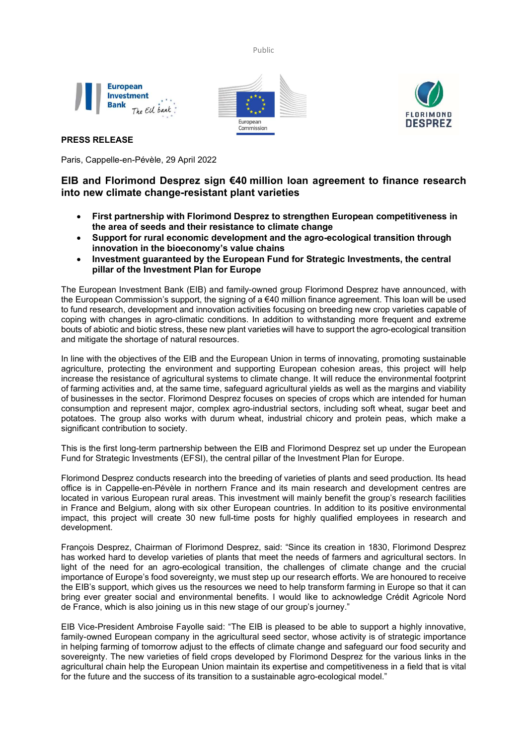**PRESS RELEASE**

Paris, Cappelle-en-Pévèle, 29 April 2022

## EIB and Florimond Desprez sign €40 million loan agreement to finance research into new climate change-resistant plant varieties

- **First partnership with Florimond Desprez to strengthen European competitiveness in the area of seeds and their resistance to climate change**
- **Support for rural economic development and the agro-ecological transition through innovation in the bioeconomy's value chains**
- **Investment guaranteed by the European Fund for Strategic Investments, the central pillar of the Investment Plan for Europe**

The European Investment Bank (EIB) and family-owned group Florimond Desprez have announced, with the European Commission's support, the signing of a €40 million finance agreement. This loan will be used to fund research, development and innovation activities focusing on breeding new crop varieties capable of coping with changes in agro-climatic conditions. In addition to withstanding more frequent and extreme bouts of abiotic and biotic stress, these new plant varieties will have to support the agro-ecological transition and mitigate the shortage of natural resources.

In line with the objectives of the EIB and the European Union in terms of innovating, promoting sustainable agriculture, protecting the environment and supporting European cohesion areas, this project will help increase the resistance of agricultural systems to climate change. It will reduce the environmental footprint of farming activities and, at the same time, safeguard agricultural yields as well as the margins and viability of businesses in the sector. Florimond Desprez focuses on species of crops which are intended for human consumption and represent major, complex agro-industrial sectors, including soft wheat, sugar beet and potatoes. The group also works with durum wheat, industrial chicory and protein peas, which make a significant contribution to society.

This is the first long-term partnership between the EIB and Florimond Desprez set up under the European Fund for Strategic Investments (EFSI), the central pillar of the Investment Plan for Europe.

Florimond Desprez conducts research into the breeding of varieties of plants and seed production. Its head office is in Cappelle-en-Pévèle in northern France and its main research and development centres are located in various European rural areas. This investment will mainly benefit the group's research facilities in France and Belgium, along with six other European countries. In addition to its positive environmental impact, this project will create 30 new full-time posts for highly qualified employees in research and development.

François Desprez, Chairman of Florimond Desprez, said: "Since its creation in 1830, Florimond Desprez has worked hard to develop varieties of plants that meet the needs of farmers and agricultural sectors. In light of the need for an agro-ecological transition, the challenges of climate change and the crucial importance of Europe's food sovereignty, we must step up our research efforts. We are honoured to receive the EIB's support, which gives us the resources we need to help transform farming in Europe so that it can bring ever greater social and environmental benefits. I would like to acknowledge Crédit Agricole Nord de France, which is also joining us in this new stage of our group's journey."

EIB Vice-President Ambroise Fayolle said: "The EIB is pleased to be able to support a highly innovative, family-owned European company in the agricultural seed sector, whose activity is of strategic importance in helping farming of tomorrow adjust to the effects of climate change and safeguard our food security and sovereignty. The new varieties of field crops developed by Florimond Desprez for the various links in the agricultural chain help the European Union maintain its expertise and competitiveness in a field that is vital for the future and the success of its transition to a sustainable agro-ecological model."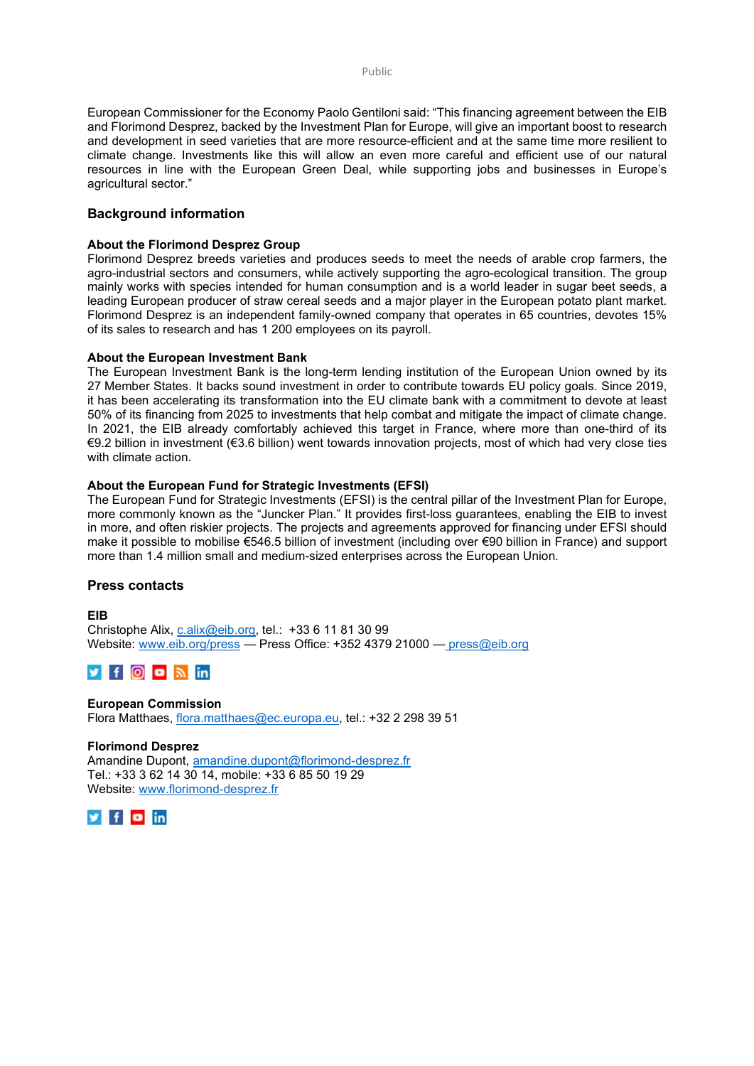European Commissioner for the Economy Paolo Gentiloni said: "This financing agreement between the EIB and Florimond Desprez, backed by the Investment Plan for Europe, will give an important boost to research and development in seed varieties that are more resource-efficient and at the same time more resilient to climate change. Investments like this will allow an even more careful and efficient use of our natural resources in line with the European Green Deal, while supporting jobs and businesses in Europe's agricultural sector."

## Background information

**About the Florimond Desprez Group**
Florimond Desprez breeds varieties and produces seeds to meet the needs of arable crop farmers, the agro-industrial sectors and consumers, while actively supporting the agro-ecological transition. The group mainly works with species intended for human consumption and is a world leader in sugar beet seeds, a leading European producer of straw cereal seeds and a major player in the European potato plant market. Florimond Desprez is an independent family-owned company that operates in 65 countries, devotes 15% of its sales to research and has 1 200 employees on its payroll.

**About the European Investment Bank**
The European Investment Bank is the long-term lending institution of the European Union owned by its 27 Member States. It backs sound investment in order to contribute towards EU policy goals. Since 2019, it has been accelerating its transformation into the EU climate bank with a commitment to devote at least 50% of its financing from 2025 to investments that help combat and mitigate the impact of climate change. In 2021, the EIB already comfortably achieved this target in France, where more than one-third of its €9.2 billion in investment (€3.6 billion) went towards innovation projects, most of which had very close ties with climate action.

**About the European Fund for Strategic Investments (EFSI)**
The European Fund for Strategic Investments (EFSI) is the central pillar of the Investment Plan for Europe, more commonly known as the "Juncker Plan." It provides first-loss guarantees, enabling the EIB to invest in more, and often riskier projects. The projects and agreements approved for financing under EFSI should make it possible to mobilise €546.5 billion of investment (including over €90 billion in France) and support more than 1.4 million small and medium-sized enterprises across the European Union.

## Press contacts

**EIB**
Christophe Alix, c.alix@eib.org, tel.: +33 6 11 81 30 99
Website: www.eib.org/press — Press Office: +352 4379 21000 — press@eib.org

**European Commission**
Flora Matthaes, flora.matthaes@ec.europa.eu, tel.: +32 2 298 39 51

**Florimond Desprez**
Amandine Dupont, amandine.dupont@florimond-desprez.fr
Tel.: +33 3 62 14 30 14, mobile: +33 6 85 50 19 29
Website: www.florimond-desprez.fr